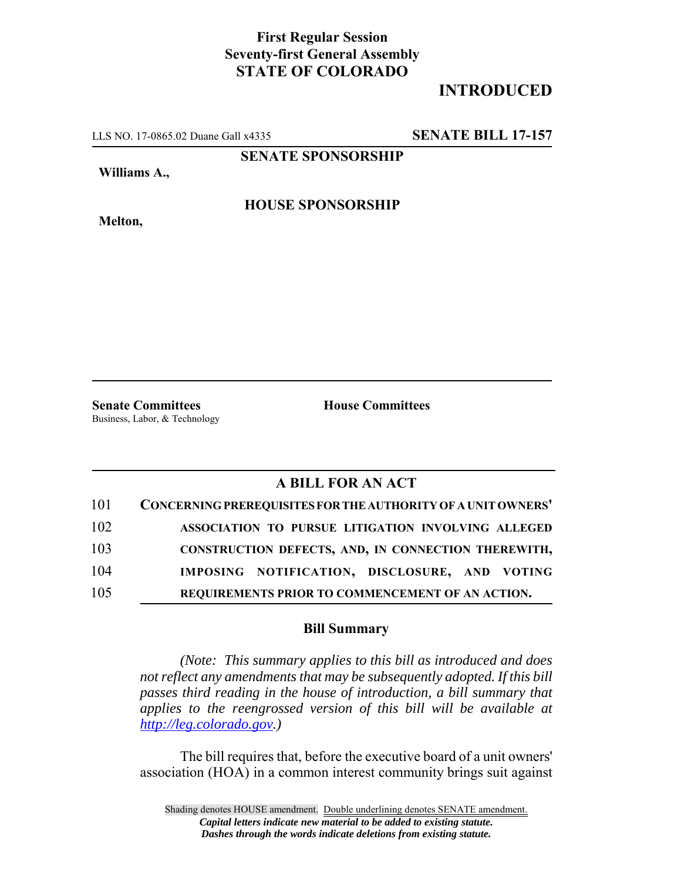**First Regular Session**
**Seventy-first General Assembly**
**STATE OF COLORADO**

# INTRODUCED

LLS NO. 17-0865.02 Duane Gall x4335 **SENATE BILL 17-157**

**SENATE SPONSORSHIP**

**Williams A.,**

**HOUSE SPONSORSHIP**

**Melton,**

**Senate Committees**
Business, Labor, & Technology

**House Committees**

## A BILL FOR AN ACT

101 **CONCERNING PREREQUISITES FOR THE AUTHORITY OF A UNIT OWNERS'**
102 **ASSOCIATION TO PURSUE LITIGATION INVOLVING ALLEGED**
103 **CONSTRUCTION DEFECTS, AND, IN CONNECTION THEREWITH,**
104 **IMPOSING NOTIFICATION, DISCLOSURE, AND VOTING**
105 **REQUIREMENTS PRIOR TO COMMENCEMENT OF AN ACTION.**

### Bill Summary

*(Note: This summary applies to this bill as introduced and does not reflect any amendments that may be subsequently adopted. If this bill passes third reading in the house of introduction, a bill summary that applies to the reengrossed version of this bill will be available at http://leg.colorado.gov.)*

The bill requires that, before the executive board of a unit owners' association (HOA) in a common interest community brings suit against

Shading denotes HOUSE amendment. Double underlining denotes SENATE amendment.
*Capital letters indicate new material to be added to existing statute.*
*Dashes through the words indicate deletions from existing statute.*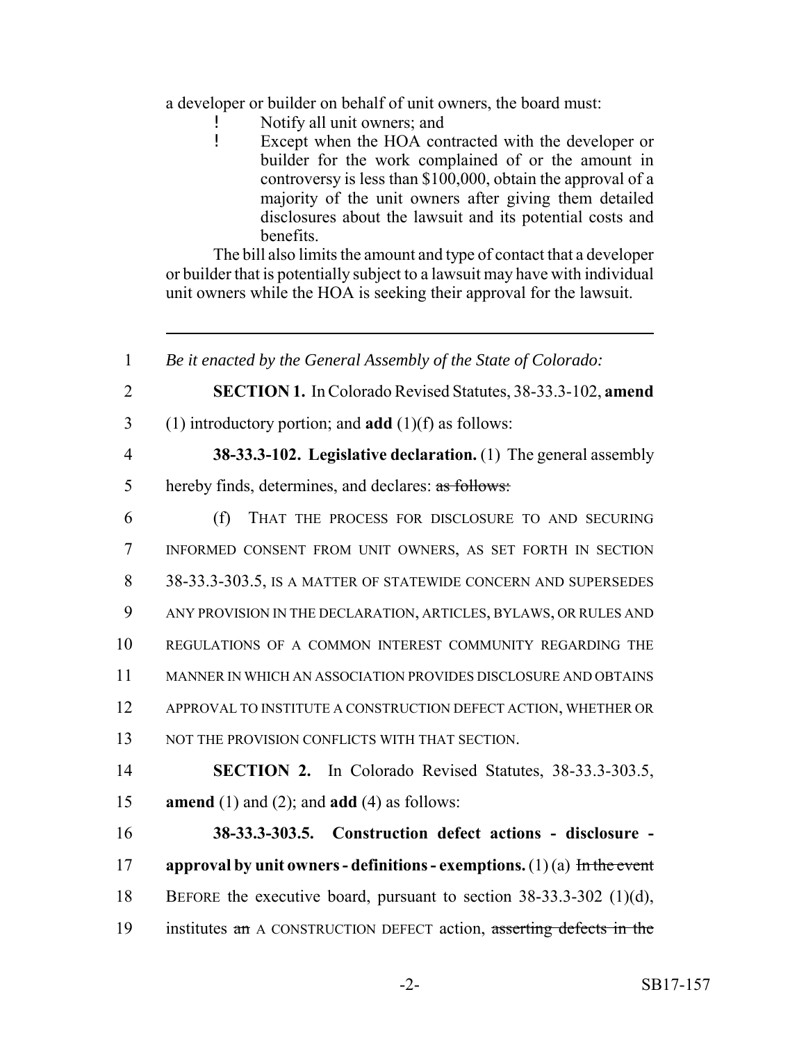a developer or builder on behalf of unit owners, the board must:

- Notify all unit owners; and
- Except when the HOA contracted with the developer or builder for the work complained of or the amount in controversy is less than $100,000, obtain the approval of a majority of the unit owners after giving them detailed disclosures about the lawsuit and its potential costs and benefits.

The bill also limits the amount and type of contact that a developer or builder that is potentially subject to a lawsuit may have with individual unit owners while the HOA is seeking their approval for the lawsuit.

---

1 *Be it enacted by the General Assembly of the State of Colorado:*

2 **SECTION 1.** In Colorado Revised Statutes, 38-33.3-102, **amend**

3 (1) introductory portion; and **add** (1)(f) as follows:

4 **38-33.3-102. Legislative declaration.** (1) The general assembly

5 hereby finds, determines, and declares: ~~as follows:~~

6 (f) THAT THE PROCESS FOR DISCLOSURE TO AND SECURING

7 INFORMED CONSENT FROM UNIT OWNERS, AS SET FORTH IN SECTION

8 38-33.3-303.5, IS A MATTER OF STATEWIDE CONCERN AND SUPERSEDES

9 ANY PROVISION IN THE DECLARATION, ARTICLES, BYLAWS, OR RULES AND

10 REGULATIONS OF A COMMON INTEREST COMMUNITY REGARDING THE

11 MANNER IN WHICH AN ASSOCIATION PROVIDES DISCLOSURE AND OBTAINS

12 APPROVAL TO INSTITUTE A CONSTRUCTION DEFECT ACTION, WHETHER OR

13 NOT THE PROVISION CONFLICTS WITH THAT SECTION.

14 **SECTION 2.** In Colorado Revised Statutes, 38-33.3-303.5,

15 **amend** (1) and (2); and **add** (4) as follows:

16 **38-33.3-303.5. Construction defect actions - disclosure -**

17 **approval by unit owners - definitions - exemptions.** (1) (a) ~~In the event~~

18 BEFORE the executive board, pursuant to section 38-33.3-302 (1)(d),

19 institutes ~~an~~ A CONSTRUCTION DEFECT action, ~~asserting defects in the~~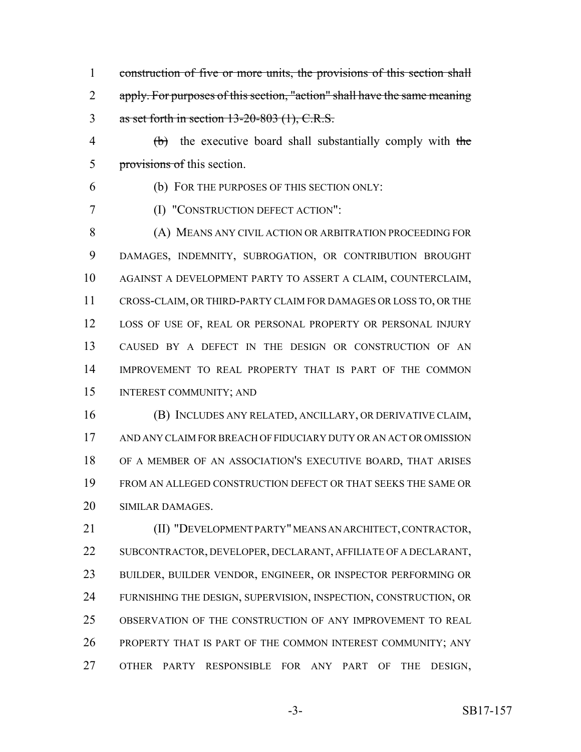construction of five or more units, the provisions of this section shall apply. For purposes of this section, "action" shall have the same meaning as set forth in section 13-20-803 (1), C.R.S.

(b) the executive board shall substantially comply with the provisions of this section.

(b) FOR THE PURPOSES OF THIS SECTION ONLY:

(I) "CONSTRUCTION DEFECT ACTION":

(A) MEANS ANY CIVIL ACTION OR ARBITRATION PROCEEDING FOR DAMAGES, INDEMNITY, SUBROGATION, OR CONTRIBUTION BROUGHT AGAINST A DEVELOPMENT PARTY TO ASSERT A CLAIM, COUNTERCLAIM, CROSS-CLAIM, OR THIRD-PARTY CLAIM FOR DAMAGES OR LOSS TO, OR THE LOSS OF USE OF, REAL OR PERSONAL PROPERTY OR PERSONAL INJURY CAUSED BY A DEFECT IN THE DESIGN OR CONSTRUCTION OF AN IMPROVEMENT TO REAL PROPERTY THAT IS PART OF THE COMMON INTEREST COMMUNITY; AND

(B) INCLUDES ANY RELATED, ANCILLARY, OR DERIVATIVE CLAIM, AND ANY CLAIM FOR BREACH OF FIDUCIARY DUTY OR AN ACT OR OMISSION OF A MEMBER OF AN ASSOCIATION'S EXECUTIVE BOARD, THAT ARISES FROM AN ALLEGED CONSTRUCTION DEFECT OR THAT SEEKS THE SAME OR SIMILAR DAMAGES.

(II) "DEVELOPMENT PARTY" MEANS AN ARCHITECT, CONTRACTOR, SUBCONTRACTOR, DEVELOPER, DECLARANT, AFFILIATE OF A DECLARANT, BUILDER, BUILDER VENDOR, ENGINEER, OR INSPECTOR PERFORMING OR FURNISHING THE DESIGN, SUPERVISION, INSPECTION, CONSTRUCTION, OR OBSERVATION OF THE CONSTRUCTION OF ANY IMPROVEMENT TO REAL PROPERTY THAT IS PART OF THE COMMON INTEREST COMMUNITY; ANY OTHER PARTY RESPONSIBLE FOR ANY PART OF THE DESIGN,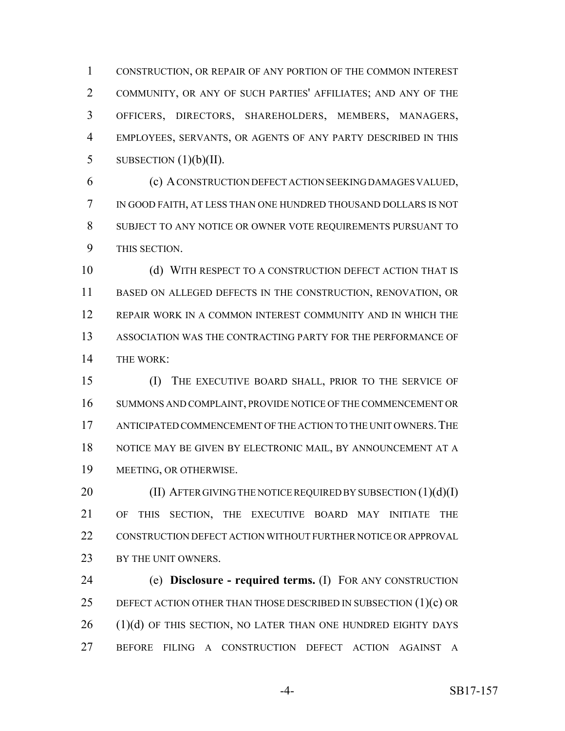CONSTRUCTION, OR REPAIR OF ANY PORTION OF THE COMMON INTEREST COMMUNITY, OR ANY OF SUCH PARTIES' AFFILIATES; AND ANY OF THE OFFICERS, DIRECTORS, SHAREHOLDERS, MEMBERS, MANAGERS, EMPLOYEES, SERVANTS, OR AGENTS OF ANY PARTY DESCRIBED IN THIS SUBSECTION (1)(b)(II).

(c) A CONSTRUCTION DEFECT ACTION SEEKING DAMAGES VALUED, IN GOOD FAITH, AT LESS THAN ONE HUNDRED THOUSAND DOLLARS IS NOT SUBJECT TO ANY NOTICE OR OWNER VOTE REQUIREMENTS PURSUANT TO THIS SECTION.

(d) WITH RESPECT TO A CONSTRUCTION DEFECT ACTION THAT IS BASED ON ALLEGED DEFECTS IN THE CONSTRUCTION, RENOVATION, OR REPAIR WORK IN A COMMON INTEREST COMMUNITY AND IN WHICH THE ASSOCIATION WAS THE CONTRACTING PARTY FOR THE PERFORMANCE OF THE WORK:

(I) THE EXECUTIVE BOARD SHALL, PRIOR TO THE SERVICE OF SUMMONS AND COMPLAINT, PROVIDE NOTICE OF THE COMMENCEMENT OR ANTICIPATED COMMENCEMENT OF THE ACTION TO THE UNIT OWNERS. THE NOTICE MAY BE GIVEN BY ELECTRONIC MAIL, BY ANNOUNCEMENT AT A MEETING, OR OTHERWISE.

(II) AFTER GIVING THE NOTICE REQUIRED BY SUBSECTION (1)(d)(I) OF THIS SECTION, THE EXECUTIVE BOARD MAY INITIATE THE CONSTRUCTION DEFECT ACTION WITHOUT FURTHER NOTICE OR APPROVAL BY THE UNIT OWNERS.

(e) **Disclosure - required terms.** (I) FOR ANY CONSTRUCTION DEFECT ACTION OTHER THAN THOSE DESCRIBED IN SUBSECTION (1)(c) OR (1)(d) OF THIS SECTION, NO LATER THAN ONE HUNDRED EIGHTY DAYS BEFORE FILING A CONSTRUCTION DEFECT ACTION AGAINST A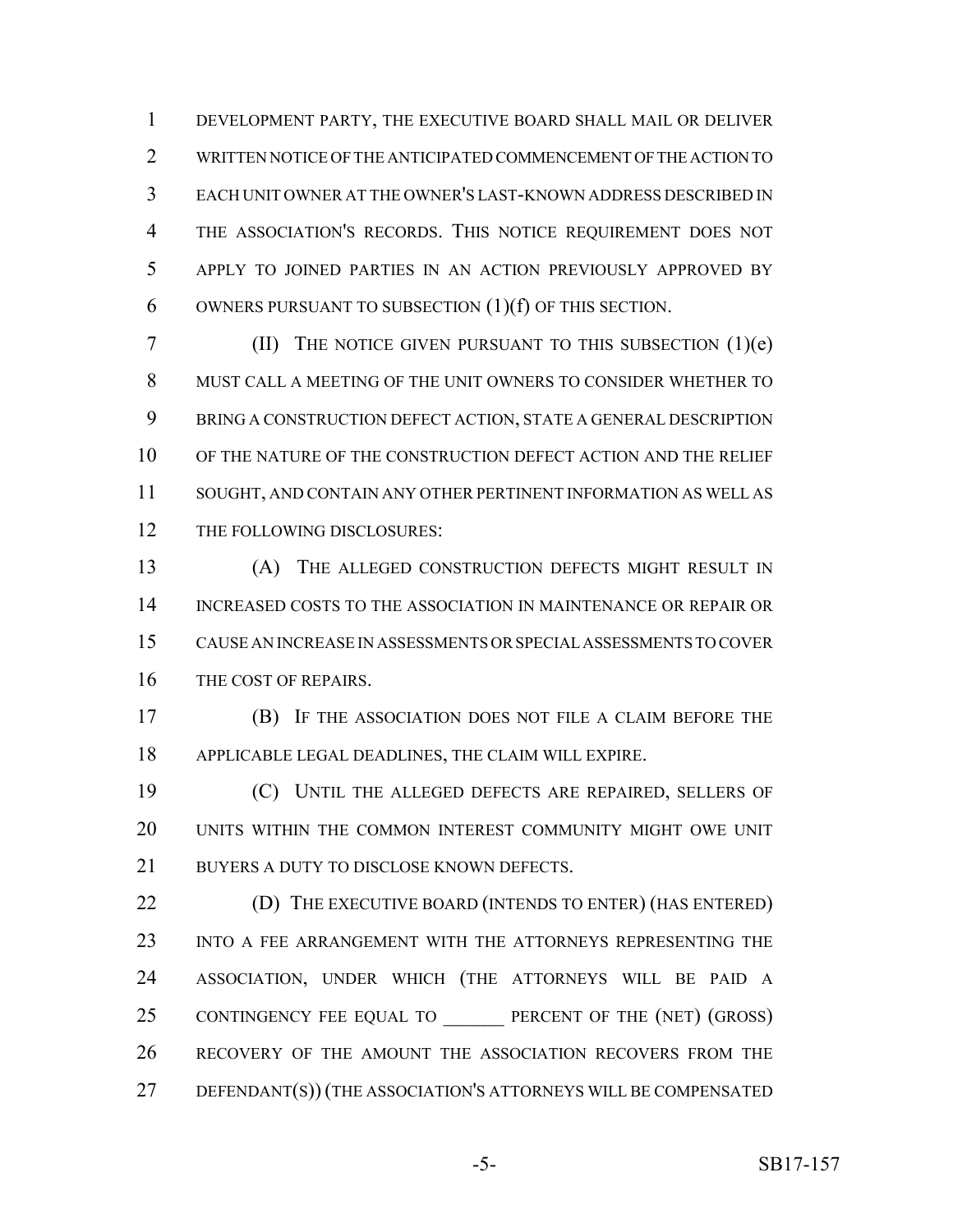DEVELOPMENT PARTY, THE EXECUTIVE BOARD SHALL MAIL OR DELIVER WRITTEN NOTICE OF THE ANTICIPATED COMMENCEMENT OF THE ACTION TO EACH UNIT OWNER AT THE OWNER'S LAST-KNOWN ADDRESS DESCRIBED IN THE ASSOCIATION'S RECORDS. THIS NOTICE REQUIREMENT DOES NOT APPLY TO JOINED PARTIES IN AN ACTION PREVIOUSLY APPROVED BY OWNERS PURSUANT TO SUBSECTION (1)(f) OF THIS SECTION.

(II) THE NOTICE GIVEN PURSUANT TO THIS SUBSECTION (1)(e) MUST CALL A MEETING OF THE UNIT OWNERS TO CONSIDER WHETHER TO BRING A CONSTRUCTION DEFECT ACTION, STATE A GENERAL DESCRIPTION OF THE NATURE OF THE CONSTRUCTION DEFECT ACTION AND THE RELIEF SOUGHT, AND CONTAIN ANY OTHER PERTINENT INFORMATION AS WELL AS THE FOLLOWING DISCLOSURES:

(A) THE ALLEGED CONSTRUCTION DEFECTS MIGHT RESULT IN INCREASED COSTS TO THE ASSOCIATION IN MAINTENANCE OR REPAIR OR CAUSE AN INCREASE IN ASSESSMENTS OR SPECIAL ASSESSMENTS TO COVER THE COST OF REPAIRS.

(B) IF THE ASSOCIATION DOES NOT FILE A CLAIM BEFORE THE APPLICABLE LEGAL DEADLINES, THE CLAIM WILL EXPIRE.

(C) UNTIL THE ALLEGED DEFECTS ARE REPAIRED, SELLERS OF UNITS WITHIN THE COMMON INTEREST COMMUNITY MIGHT OWE UNIT BUYERS A DUTY TO DISCLOSE KNOWN DEFECTS.

(D) THE EXECUTIVE BOARD (INTENDS TO ENTER) (HAS ENTERED) INTO A FEE ARRANGEMENT WITH THE ATTORNEYS REPRESENTING THE ASSOCIATION, UNDER WHICH (THE ATTORNEYS WILL BE PAID A CONTINGENCY FEE EQUAL TO _______ PERCENT OF THE (NET) (GROSS) RECOVERY OF THE AMOUNT THE ASSOCIATION RECOVERS FROM THE DEFENDANT(S)) (THE ASSOCIATION'S ATTORNEYS WILL BE COMPENSATED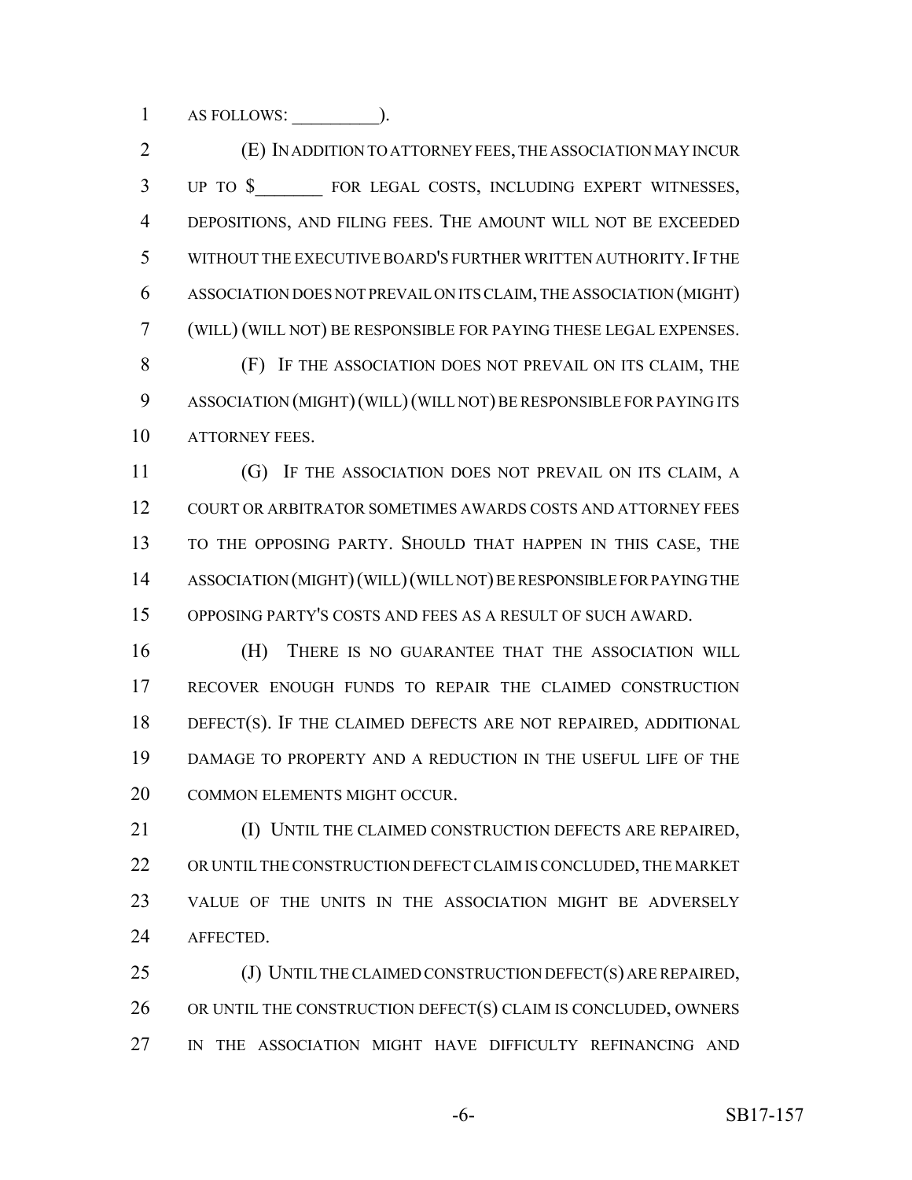AS FOLLOWS: __________).

(E) IN ADDITION TO ATTORNEY FEES, THE ASSOCIATION MAY INCUR UP TO $________ FOR LEGAL COSTS, INCLUDING EXPERT WITNESSES, DEPOSITIONS, AND FILING FEES. THE AMOUNT WILL NOT BE EXCEEDED WITHOUT THE EXECUTIVE BOARD'S FURTHER WRITTEN AUTHORITY. IF THE ASSOCIATION DOES NOT PREVAIL ON ITS CLAIM, THE ASSOCIATION (MIGHT) (WILL) (WILL NOT) BE RESPONSIBLE FOR PAYING THESE LEGAL EXPENSES.

(F) IF THE ASSOCIATION DOES NOT PREVAIL ON ITS CLAIM, THE ASSOCIATION (MIGHT) (WILL) (WILL NOT) BE RESPONSIBLE FOR PAYING ITS ATTORNEY FEES.

(G) IF THE ASSOCIATION DOES NOT PREVAIL ON ITS CLAIM, A COURT OR ARBITRATOR SOMETIMES AWARDS COSTS AND ATTORNEY FEES TO THE OPPOSING PARTY. SHOULD THAT HAPPEN IN THIS CASE, THE ASSOCIATION (MIGHT) (WILL) (WILL NOT) BE RESPONSIBLE FOR PAYING THE OPPOSING PARTY'S COSTS AND FEES AS A RESULT OF SUCH AWARD.

(H) THERE IS NO GUARANTEE THAT THE ASSOCIATION WILL RECOVER ENOUGH FUNDS TO REPAIR THE CLAIMED CONSTRUCTION DEFECT(S). IF THE CLAIMED DEFECTS ARE NOT REPAIRED, ADDITIONAL DAMAGE TO PROPERTY AND A REDUCTION IN THE USEFUL LIFE OF THE COMMON ELEMENTS MIGHT OCCUR.

(I) UNTIL THE CLAIMED CONSTRUCTION DEFECTS ARE REPAIRED, OR UNTIL THE CONSTRUCTION DEFECT CLAIM IS CONCLUDED, THE MARKET VALUE OF THE UNITS IN THE ASSOCIATION MIGHT BE ADVERSELY AFFECTED.

(J) UNTIL THE CLAIMED CONSTRUCTION DEFECT(S) ARE REPAIRED, OR UNTIL THE CONSTRUCTION DEFECT(S) CLAIM IS CONCLUDED, OWNERS IN THE ASSOCIATION MIGHT HAVE DIFFICULTY REFINANCING AND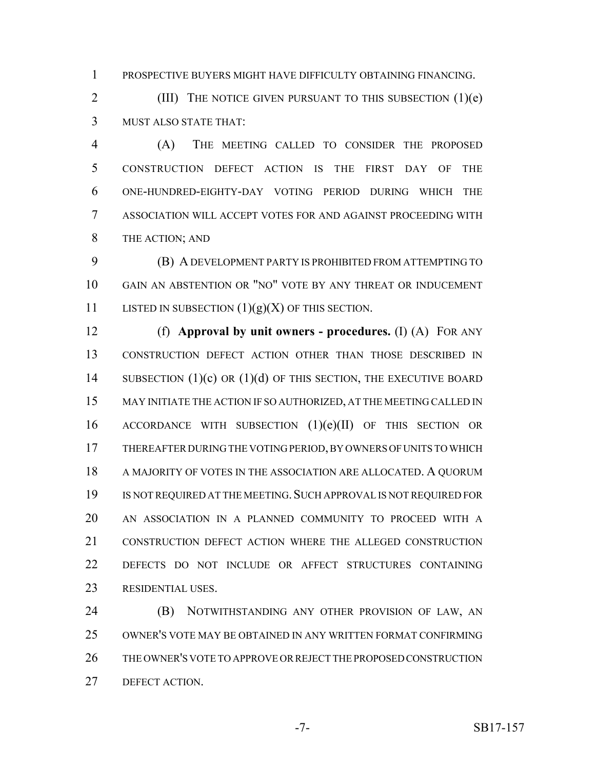PROSPECTIVE BUYERS MIGHT HAVE DIFFICULTY OBTAINING FINANCING.

(III) THE NOTICE GIVEN PURSUANT TO THIS SUBSECTION (1)(e) MUST ALSO STATE THAT:

(A) THE MEETING CALLED TO CONSIDER THE PROPOSED CONSTRUCTION DEFECT ACTION IS THE FIRST DAY OF THE ONE-HUNDRED-EIGHTY-DAY VOTING PERIOD DURING WHICH THE ASSOCIATION WILL ACCEPT VOTES FOR AND AGAINST PROCEEDING WITH THE ACTION; AND

(B) A DEVELOPMENT PARTY IS PROHIBITED FROM ATTEMPTING TO GAIN AN ABSTENTION OR "NO" VOTE BY ANY THREAT OR INDUCEMENT LISTED IN SUBSECTION (1)(g)(X) OF THIS SECTION.

(f) **Approval by unit owners - procedures.** (I) (A) FOR ANY CONSTRUCTION DEFECT ACTION OTHER THAN THOSE DESCRIBED IN SUBSECTION (1)(c) OR (1)(d) OF THIS SECTION, THE EXECUTIVE BOARD MAY INITIATE THE ACTION IF SO AUTHORIZED, AT THE MEETING CALLED IN ACCORDANCE WITH SUBSECTION (1)(e)(II) OF THIS SECTION OR THEREAFTER DURING THE VOTING PERIOD, BY OWNERS OF UNITS TO WHICH A MAJORITY OF VOTES IN THE ASSOCIATION ARE ALLOCATED. A QUORUM IS NOT REQUIRED AT THE MEETING. SUCH APPROVAL IS NOT REQUIRED FOR AN ASSOCIATION IN A PLANNED COMMUNITY TO PROCEED WITH A CONSTRUCTION DEFECT ACTION WHERE THE ALLEGED CONSTRUCTION DEFECTS DO NOT INCLUDE OR AFFECT STRUCTURES CONTAINING RESIDENTIAL USES.

(B) NOTWITHSTANDING ANY OTHER PROVISION OF LAW, AN OWNER'S VOTE MAY BE OBTAINED IN ANY WRITTEN FORMAT CONFIRMING THE OWNER'S VOTE TO APPROVE OR REJECT THE PROPOSED CONSTRUCTION DEFECT ACTION.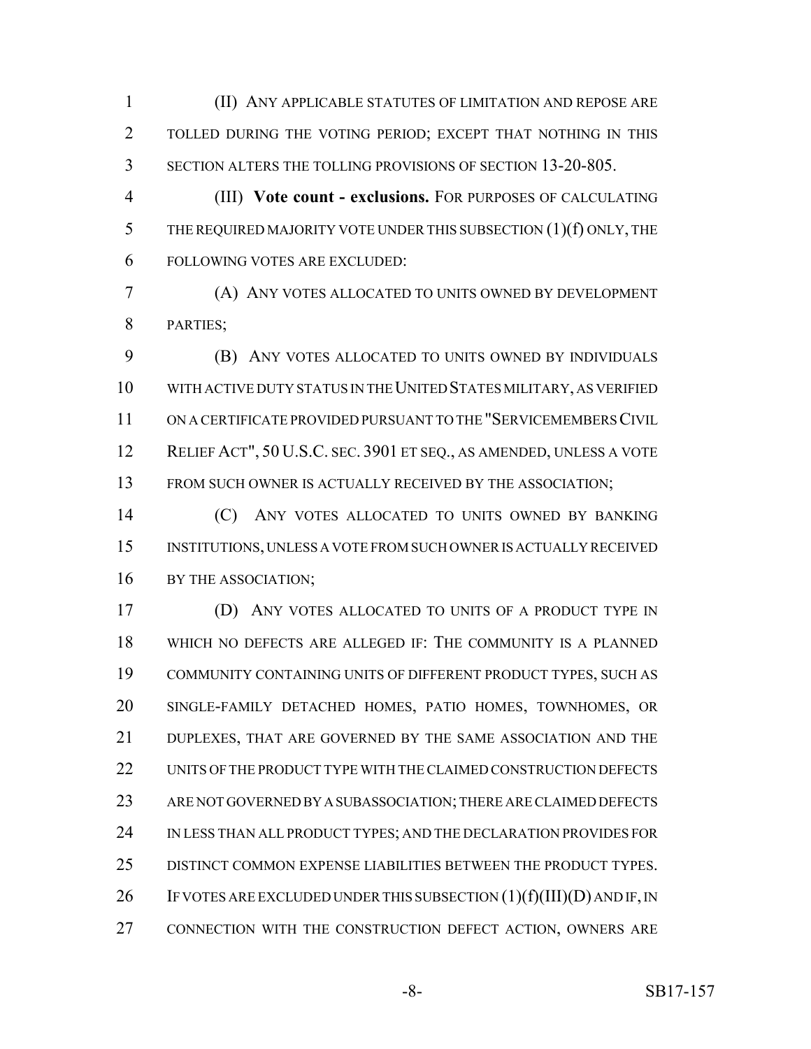(II) ANY APPLICABLE STATUTES OF LIMITATION AND REPOSE ARE TOLLED DURING THE VOTING PERIOD; EXCEPT THAT NOTHING IN THIS SECTION ALTERS THE TOLLING PROVISIONS OF SECTION 13-20-805.

(III) **Vote count - exclusions.** FOR PURPOSES OF CALCULATING THE REQUIRED MAJORITY VOTE UNDER THIS SUBSECTION (1)(f) ONLY, THE FOLLOWING VOTES ARE EXCLUDED:

(A) ANY VOTES ALLOCATED TO UNITS OWNED BY DEVELOPMENT PARTIES;

(B) ANY VOTES ALLOCATED TO UNITS OWNED BY INDIVIDUALS WITH ACTIVE DUTY STATUS IN THE UNITED STATES MILITARY, AS VERIFIED ON A CERTIFICATE PROVIDED PURSUANT TO THE "SERVICEMEMBERS CIVIL RELIEF ACT", 50 U.S.C. SEC. 3901 ET SEQ., AS AMENDED, UNLESS A VOTE FROM SUCH OWNER IS ACTUALLY RECEIVED BY THE ASSOCIATION;

(C) ANY VOTES ALLOCATED TO UNITS OWNED BY BANKING INSTITUTIONS, UNLESS A VOTE FROM SUCH OWNER IS ACTUALLY RECEIVED BY THE ASSOCIATION;

(D) ANY VOTES ALLOCATED TO UNITS OF A PRODUCT TYPE IN WHICH NO DEFECTS ARE ALLEGED IF: THE COMMUNITY IS A PLANNED COMMUNITY CONTAINING UNITS OF DIFFERENT PRODUCT TYPES, SUCH AS SINGLE-FAMILY DETACHED HOMES, PATIO HOMES, TOWNHOMES, OR DUPLEXES, THAT ARE GOVERNED BY THE SAME ASSOCIATION AND THE UNITS OF THE PRODUCT TYPE WITH THE CLAIMED CONSTRUCTION DEFECTS ARE NOT GOVERNED BY A SUBASSOCIATION; THERE ARE CLAIMED DEFECTS IN LESS THAN ALL PRODUCT TYPES; AND THE DECLARATION PROVIDES FOR DISTINCT COMMON EXPENSE LIABILITIES BETWEEN THE PRODUCT TYPES. IF VOTES ARE EXCLUDED UNDER THIS SUBSECTION (1)(f)(III)(D) AND IF, IN CONNECTION WITH THE CONSTRUCTION DEFECT ACTION, OWNERS ARE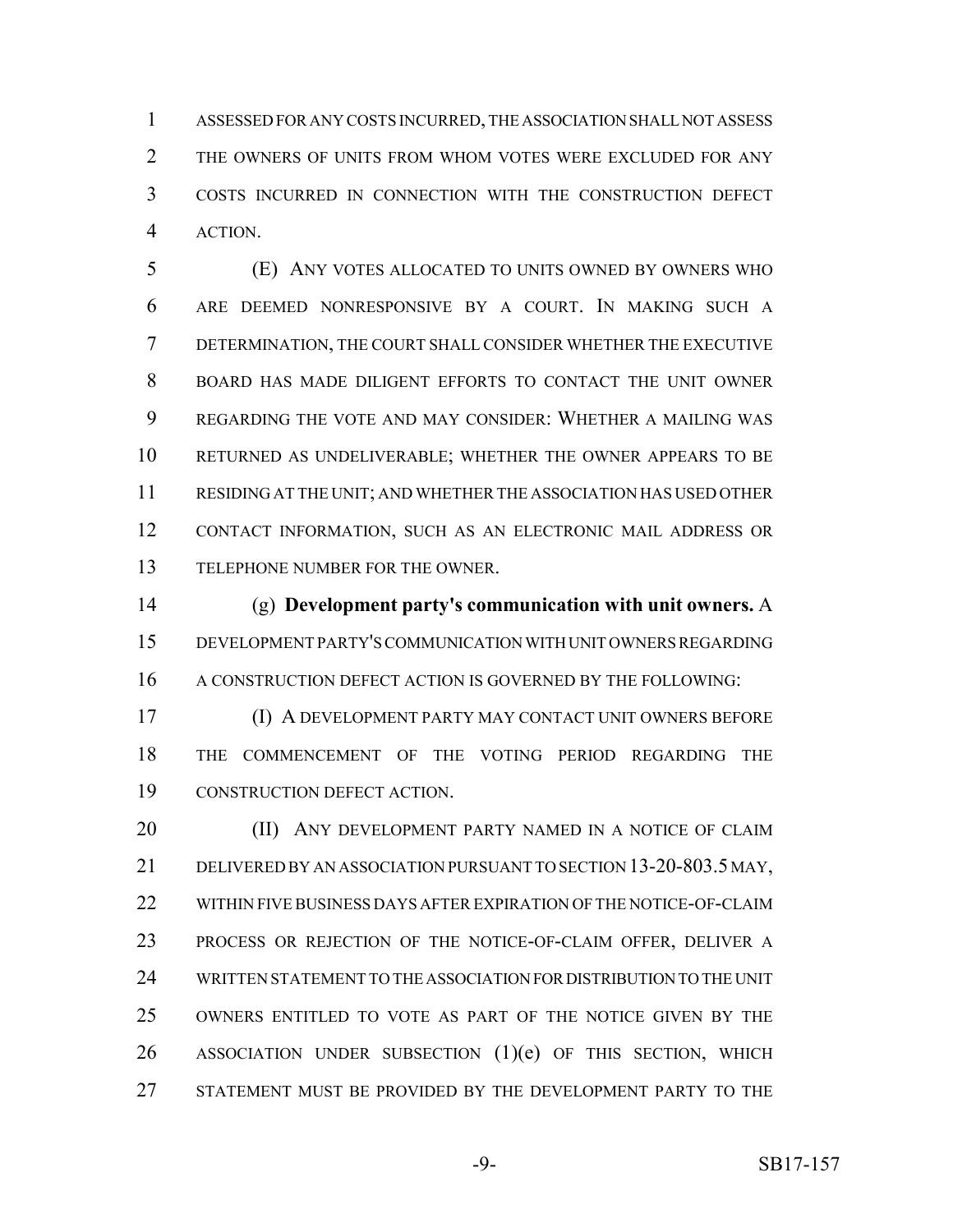ASSESSED FOR ANY COSTS INCURRED, THE ASSOCIATION SHALL NOT ASSESS THE OWNERS OF UNITS FROM WHOM VOTES WERE EXCLUDED FOR ANY COSTS INCURRED IN CONNECTION WITH THE CONSTRUCTION DEFECT ACTION.

(E) ANY VOTES ALLOCATED TO UNITS OWNED BY OWNERS WHO ARE DEEMED NONRESPONSIVE BY A COURT. IN MAKING SUCH A DETERMINATION, THE COURT SHALL CONSIDER WHETHER THE EXECUTIVE BOARD HAS MADE DILIGENT EFFORTS TO CONTACT THE UNIT OWNER REGARDING THE VOTE AND MAY CONSIDER: WHETHER A MAILING WAS RETURNED AS UNDELIVERABLE; WHETHER THE OWNER APPEARS TO BE RESIDING AT THE UNIT; AND WHETHER THE ASSOCIATION HAS USED OTHER CONTACT INFORMATION, SUCH AS AN ELECTRONIC MAIL ADDRESS OR TELEPHONE NUMBER FOR THE OWNER.

(g) **Development party's communication with unit owners.** A DEVELOPMENT PARTY'S COMMUNICATION WITH UNIT OWNERS REGARDING A CONSTRUCTION DEFECT ACTION IS GOVERNED BY THE FOLLOWING:

(I) A DEVELOPMENT PARTY MAY CONTACT UNIT OWNERS BEFORE THE COMMENCEMENT OF THE VOTING PERIOD REGARDING THE CONSTRUCTION DEFECT ACTION.

(II) ANY DEVELOPMENT PARTY NAMED IN A NOTICE OF CLAIM DELIVERED BY AN ASSOCIATION PURSUANT TO SECTION 13-20-803.5 MAY, WITHIN FIVE BUSINESS DAYS AFTER EXPIRATION OF THE NOTICE-OF-CLAIM PROCESS OR REJECTION OF THE NOTICE-OF-CLAIM OFFER, DELIVER A WRITTEN STATEMENT TO THE ASSOCIATION FOR DISTRIBUTION TO THE UNIT OWNERS ENTITLED TO VOTE AS PART OF THE NOTICE GIVEN BY THE ASSOCIATION UNDER SUBSECTION (1)(e) OF THIS SECTION, WHICH STATEMENT MUST BE PROVIDED BY THE DEVELOPMENT PARTY TO THE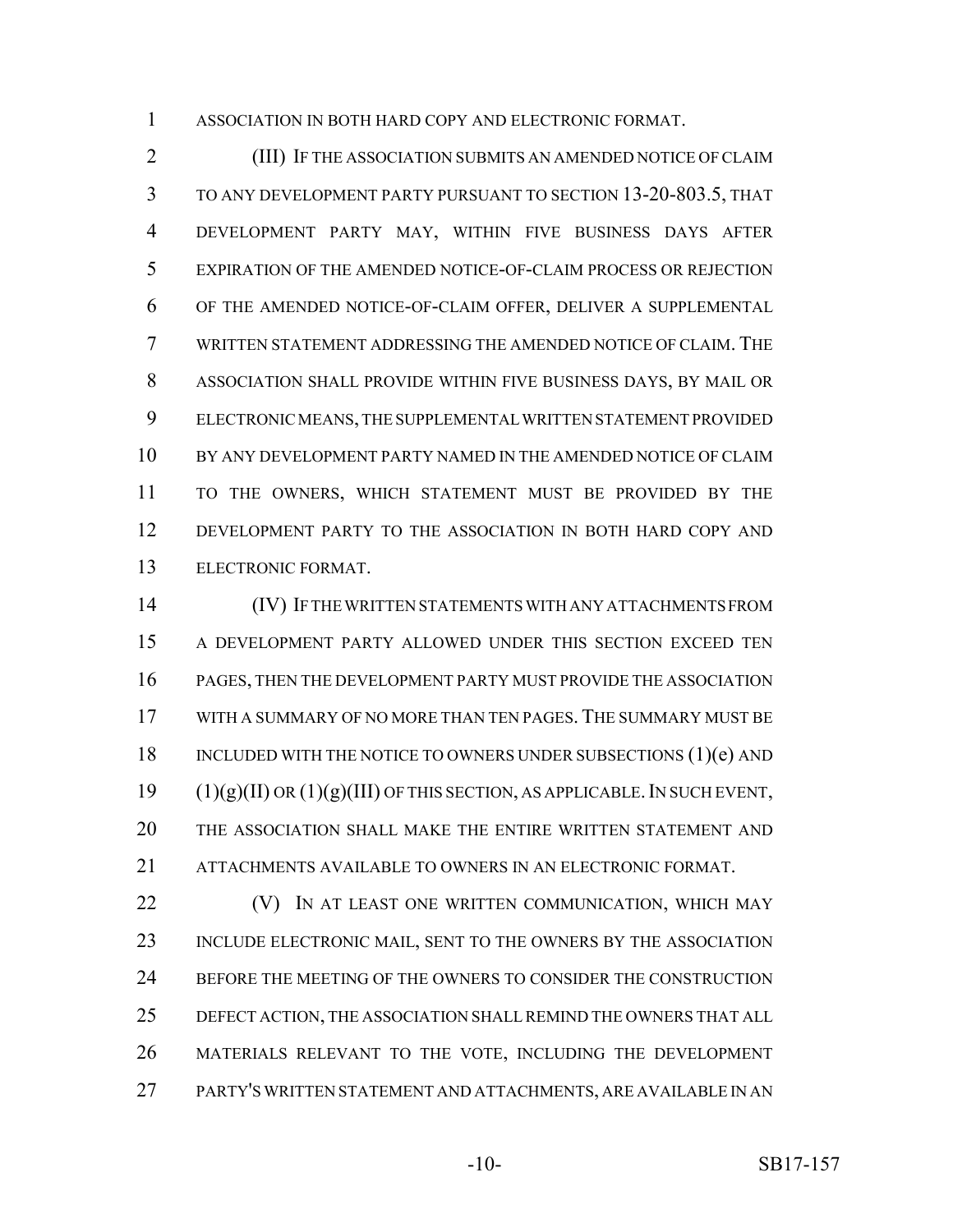ASSOCIATION IN BOTH HARD COPY AND ELECTRONIC FORMAT.

(III) IF THE ASSOCIATION SUBMITS AN AMENDED NOTICE OF CLAIM TO ANY DEVELOPMENT PARTY PURSUANT TO SECTION 13-20-803.5, THAT DEVELOPMENT PARTY MAY, WITHIN FIVE BUSINESS DAYS AFTER EXPIRATION OF THE AMENDED NOTICE-OF-CLAIM PROCESS OR REJECTION OF THE AMENDED NOTICE-OF-CLAIM OFFER, DELIVER A SUPPLEMENTAL WRITTEN STATEMENT ADDRESSING THE AMENDED NOTICE OF CLAIM. THE ASSOCIATION SHALL PROVIDE WITHIN FIVE BUSINESS DAYS, BY MAIL OR ELECTRONIC MEANS, THE SUPPLEMENTAL WRITTEN STATEMENT PROVIDED BY ANY DEVELOPMENT PARTY NAMED IN THE AMENDED NOTICE OF CLAIM TO THE OWNERS, WHICH STATEMENT MUST BE PROVIDED BY THE DEVELOPMENT PARTY TO THE ASSOCIATION IN BOTH HARD COPY AND ELECTRONIC FORMAT.

(IV) IF THE WRITTEN STATEMENTS WITH ANY ATTACHMENTS FROM A DEVELOPMENT PARTY ALLOWED UNDER THIS SECTION EXCEED TEN PAGES, THEN THE DEVELOPMENT PARTY MUST PROVIDE THE ASSOCIATION WITH A SUMMARY OF NO MORE THAN TEN PAGES. THE SUMMARY MUST BE INCLUDED WITH THE NOTICE TO OWNERS UNDER SUBSECTIONS (1)(e) AND (1)(g)(II) OR (1)(g)(III) OF THIS SECTION, AS APPLICABLE. IN SUCH EVENT, THE ASSOCIATION SHALL MAKE THE ENTIRE WRITTEN STATEMENT AND ATTACHMENTS AVAILABLE TO OWNERS IN AN ELECTRONIC FORMAT.

(V) IN AT LEAST ONE WRITTEN COMMUNICATION, WHICH MAY INCLUDE ELECTRONIC MAIL, SENT TO THE OWNERS BY THE ASSOCIATION BEFORE THE MEETING OF THE OWNERS TO CONSIDER THE CONSTRUCTION DEFECT ACTION, THE ASSOCIATION SHALL REMIND THE OWNERS THAT ALL MATERIALS RELEVANT TO THE VOTE, INCLUDING THE DEVELOPMENT PARTY'S WRITTEN STATEMENT AND ATTACHMENTS, ARE AVAILABLE IN AN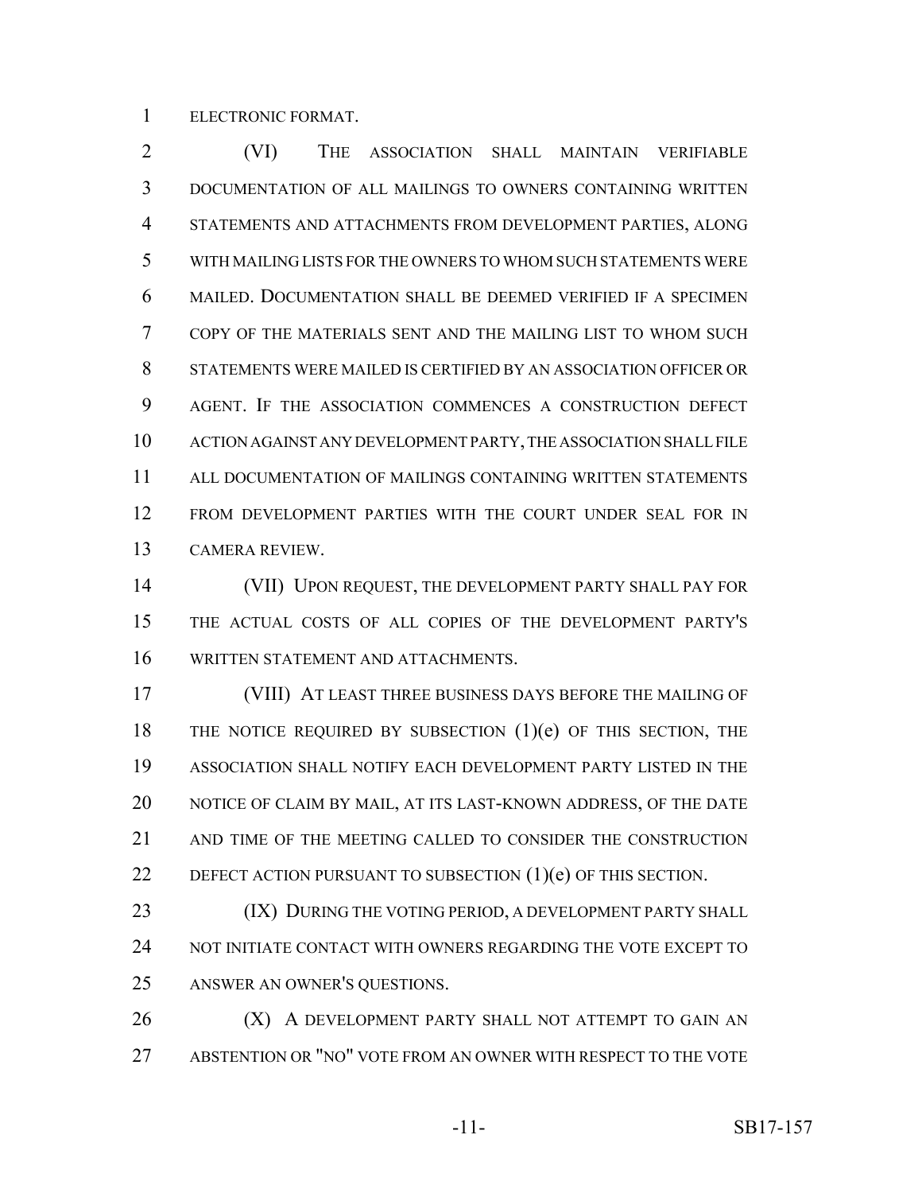ELECTRONIC FORMAT.

(VI) THE ASSOCIATION SHALL MAINTAIN VERIFIABLE DOCUMENTATION OF ALL MAILINGS TO OWNERS CONTAINING WRITTEN STATEMENTS AND ATTACHMENTS FROM DEVELOPMENT PARTIES, ALONG WITH MAILING LISTS FOR THE OWNERS TO WHOM SUCH STATEMENTS WERE MAILED. DOCUMENTATION SHALL BE DEEMED VERIFIED IF A SPECIMEN COPY OF THE MATERIALS SENT AND THE MAILING LIST TO WHOM SUCH STATEMENTS WERE MAILED IS CERTIFIED BY AN ASSOCIATION OFFICER OR AGENT. IF THE ASSOCIATION COMMENCES A CONSTRUCTION DEFECT ACTION AGAINST ANY DEVELOPMENT PARTY, THE ASSOCIATION SHALL FILE ALL DOCUMENTATION OF MAILINGS CONTAINING WRITTEN STATEMENTS FROM DEVELOPMENT PARTIES WITH THE COURT UNDER SEAL FOR IN CAMERA REVIEW.

(VII) UPON REQUEST, THE DEVELOPMENT PARTY SHALL PAY FOR THE ACTUAL COSTS OF ALL COPIES OF THE DEVELOPMENT PARTY'S WRITTEN STATEMENT AND ATTACHMENTS.

(VIII) AT LEAST THREE BUSINESS DAYS BEFORE THE MAILING OF THE NOTICE REQUIRED BY SUBSECTION (1)(e) OF THIS SECTION, THE ASSOCIATION SHALL NOTIFY EACH DEVELOPMENT PARTY LISTED IN THE NOTICE OF CLAIM BY MAIL, AT ITS LAST-KNOWN ADDRESS, OF THE DATE AND TIME OF THE MEETING CALLED TO CONSIDER THE CONSTRUCTION DEFECT ACTION PURSUANT TO SUBSECTION (1)(e) OF THIS SECTION.

(IX) DURING THE VOTING PERIOD, A DEVELOPMENT PARTY SHALL NOT INITIATE CONTACT WITH OWNERS REGARDING THE VOTE EXCEPT TO ANSWER AN OWNER'S QUESTIONS.

(X) A DEVELOPMENT PARTY SHALL NOT ATTEMPT TO GAIN AN ABSTENTION OR "NO" VOTE FROM AN OWNER WITH RESPECT TO THE VOTE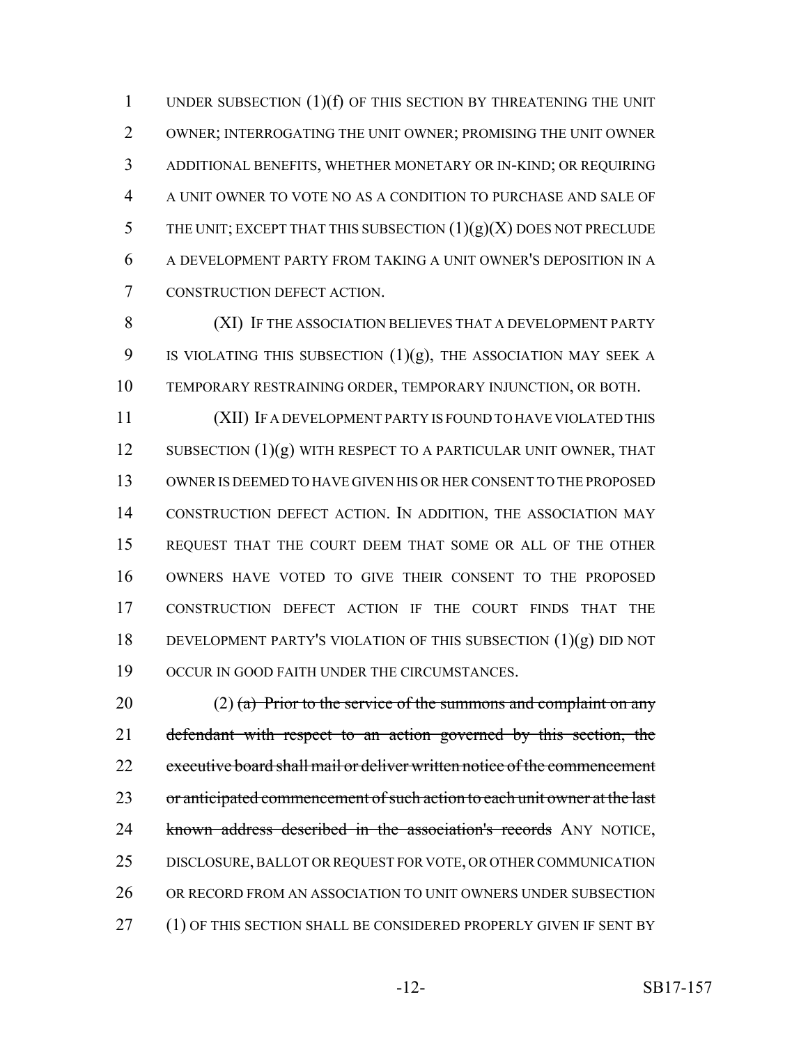UNDER SUBSECTION (1)(f) OF THIS SECTION BY THREATENING THE UNIT OWNER; INTERROGATING THE UNIT OWNER; PROMISING THE UNIT OWNER ADDITIONAL BENEFITS, WHETHER MONETARY OR IN-KIND; OR REQUIRING A UNIT OWNER TO VOTE NO AS A CONDITION TO PURCHASE AND SALE OF THE UNIT; EXCEPT THAT THIS SUBSECTION (1)(g)(X) DOES NOT PRECLUDE A DEVELOPMENT PARTY FROM TAKING A UNIT OWNER'S DEPOSITION IN A CONSTRUCTION DEFECT ACTION.

(XI) IF THE ASSOCIATION BELIEVES THAT A DEVELOPMENT PARTY IS VIOLATING THIS SUBSECTION (1)(g), THE ASSOCIATION MAY SEEK A TEMPORARY RESTRAINING ORDER, TEMPORARY INJUNCTION, OR BOTH.

(XII) IF A DEVELOPMENT PARTY IS FOUND TO HAVE VIOLATED THIS SUBSECTION (1)(g) WITH RESPECT TO A PARTICULAR UNIT OWNER, THAT OWNER IS DEEMED TO HAVE GIVEN HIS OR HER CONSENT TO THE PROPOSED CONSTRUCTION DEFECT ACTION. IN ADDITION, THE ASSOCIATION MAY REQUEST THAT THE COURT DEEM THAT SOME OR ALL OF THE OTHER OWNERS HAVE VOTED TO GIVE THEIR CONSENT TO THE PROPOSED CONSTRUCTION DEFECT ACTION IF THE COURT FINDS THAT THE DEVELOPMENT PARTY'S VIOLATION OF THIS SUBSECTION (1)(g) DID NOT OCCUR IN GOOD FAITH UNDER THE CIRCUMSTANCES.

(2) ~~(a) Prior to the service of the summons and complaint on any defendant with respect to an action governed by this section, the executive board shall mail or deliver written notice of the commencement or anticipated commencement of such action to each unit owner at the last known address described in the association's records~~ ANY NOTICE, DISCLOSURE, BALLOT OR REQUEST FOR VOTE, OR OTHER COMMUNICATION OR RECORD FROM AN ASSOCIATION TO UNIT OWNERS UNDER SUBSECTION (1) OF THIS SECTION SHALL BE CONSIDERED PROPERLY GIVEN IF SENT BY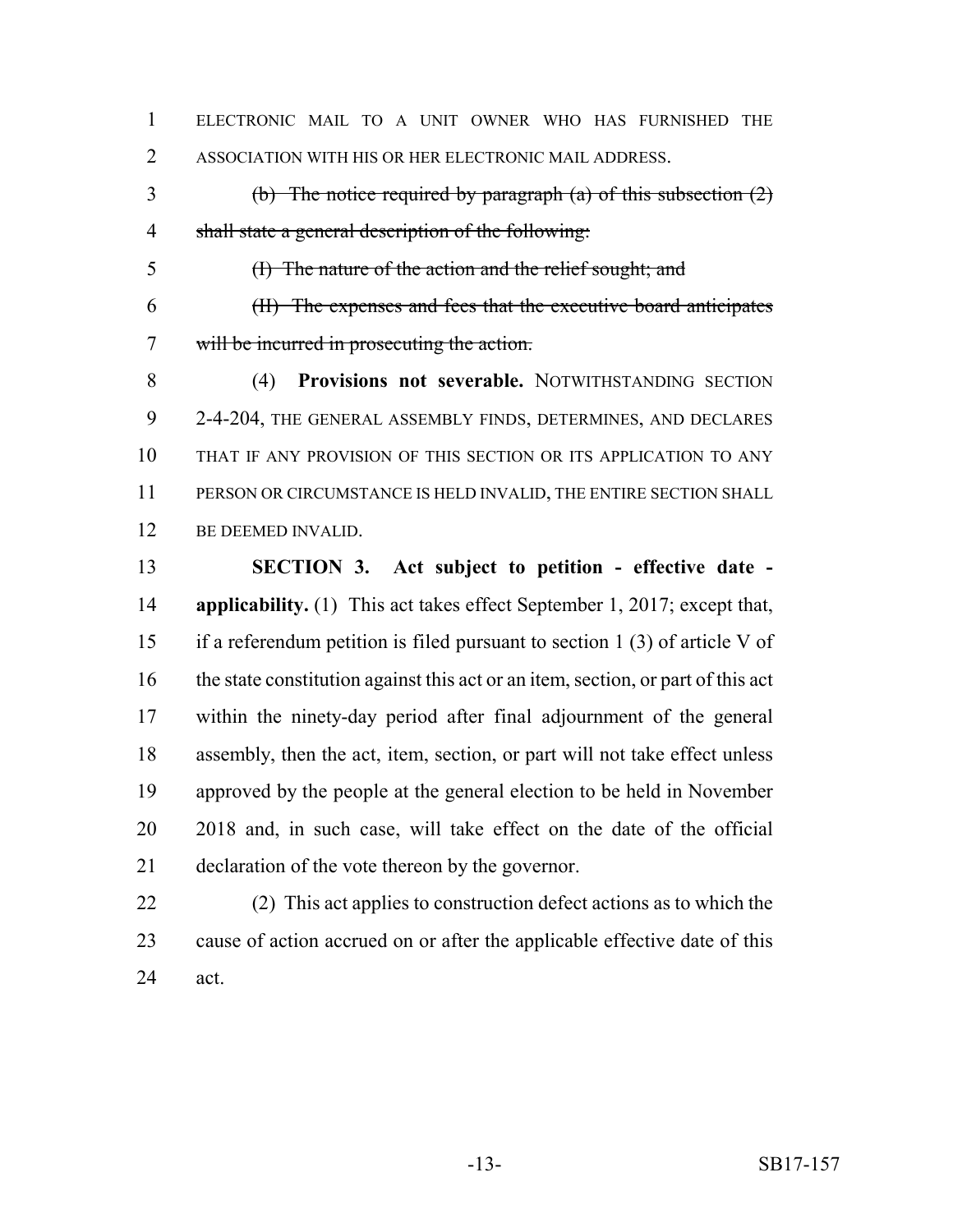ELECTRONIC MAIL TO A UNIT OWNER WHO HAS FURNISHED THE ASSOCIATION WITH HIS OR HER ELECTRONIC MAIL ADDRESS.

~~(b) The notice required by paragraph (a) of this subsection (2) shall state a general description of the following:~~

~~(I) The nature of the action and the relief sought; and~~

~~(II) The expenses and fees that the executive board anticipates will be incurred in prosecuting the action.~~

(4) **Provisions not severable.** NOTWITHSTANDING SECTION 2-4-204, THE GENERAL ASSEMBLY FINDS, DETERMINES, AND DECLARES THAT IF ANY PROVISION OF THIS SECTION OR ITS APPLICATION TO ANY PERSON OR CIRCUMSTANCE IS HELD INVALID, THE ENTIRE SECTION SHALL BE DEEMED INVALID.

**SECTION 3. Act subject to petition - effective date - applicability.** (1) This act takes effect September 1, 2017; except that, if a referendum petition is filed pursuant to section 1 (3) of article V of the state constitution against this act or an item, section, or part of this act within the ninety-day period after final adjournment of the general assembly, then the act, item, section, or part will not take effect unless approved by the people at the general election to be held in November 2018 and, in such case, will take effect on the date of the official declaration of the vote thereon by the governor.

(2) This act applies to construction defect actions as to which the cause of action accrued on or after the applicable effective date of this act.